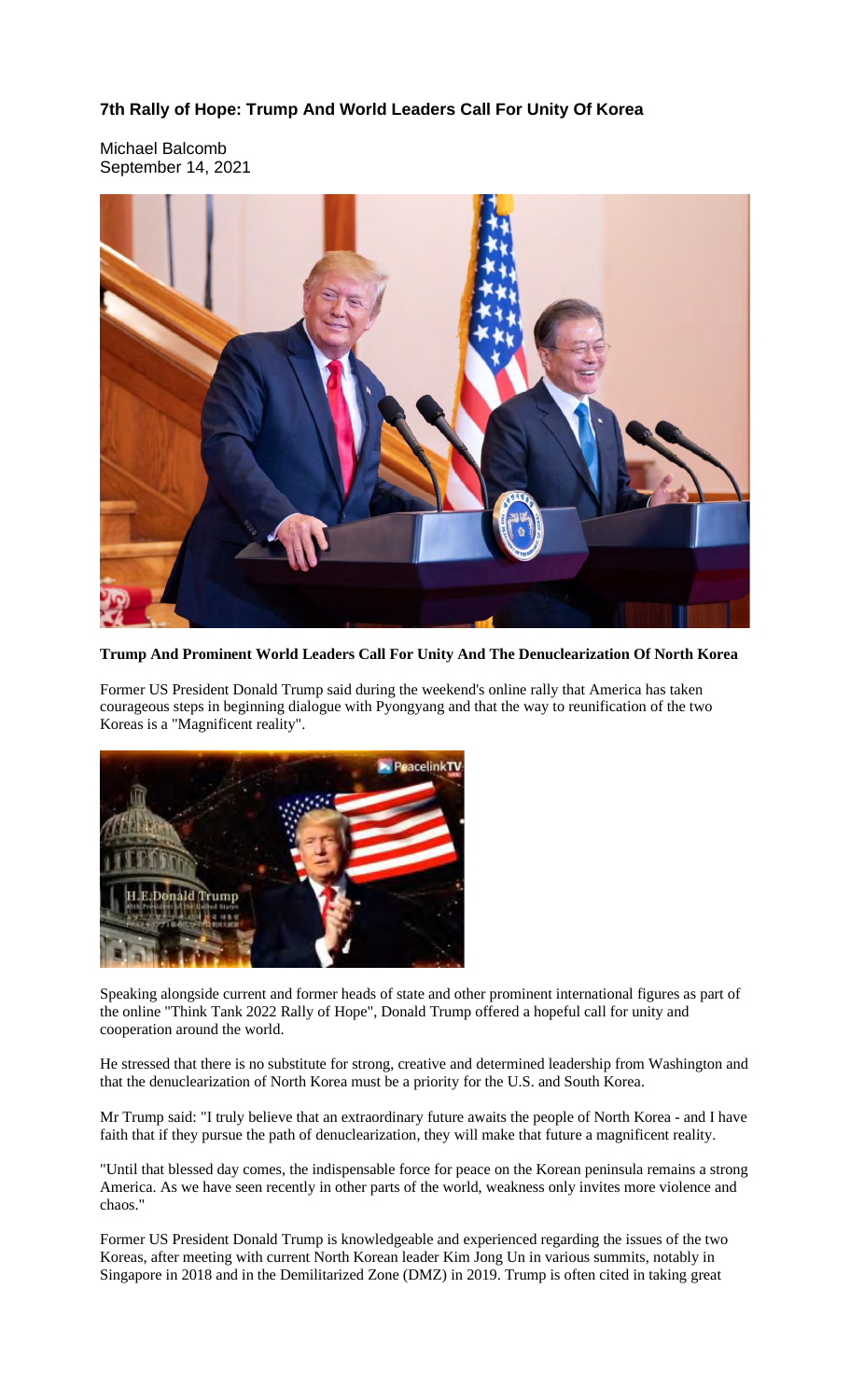# 7th Rally of Hope: Trump And World Leaders Call For Unity Of Korea

Michael Balcomb
September 14, 2021

**Trump And Prominent World Leaders Call For Unity And The Denuclearization Of North Korea**

Former US President Donald Trump said during the weekend's online rally that America has taken courageous steps in beginning dialogue with Pyongyang and that the way to reunification of the two Koreas is a "Magnificent reality".

Speaking alongside current and former heads of state and other prominent international figures as part of the online "Think Tank 2022 Rally of Hope", Donald Trump offered a hopeful call for unity and cooperation around the world.

He stressed that there is no substitute for strong, creative and determined leadership from Washington and that the denuclearization of North Korea must be a priority for the U.S. and South Korea.

Mr Trump said: "I truly believe that an extraordinary future awaits the people of North Korea - and I have faith that if they pursue the path of denuclearization, they will make that future a magnificent reality.

"Until that blessed day comes, the indispensable force for peace on the Korean peninsula remains a strong America. As we have seen recently in other parts of the world, weakness only invites more violence and chaos."

Former US President Donald Trump is knowledgeable and experienced regarding the issues of the two Koreas, after meeting with current North Korean leader Kim Jong Un in various summits, notably in Singapore in 2018 and in the Demilitarized Zone (DMZ) in 2019. Trump is often cited in taking great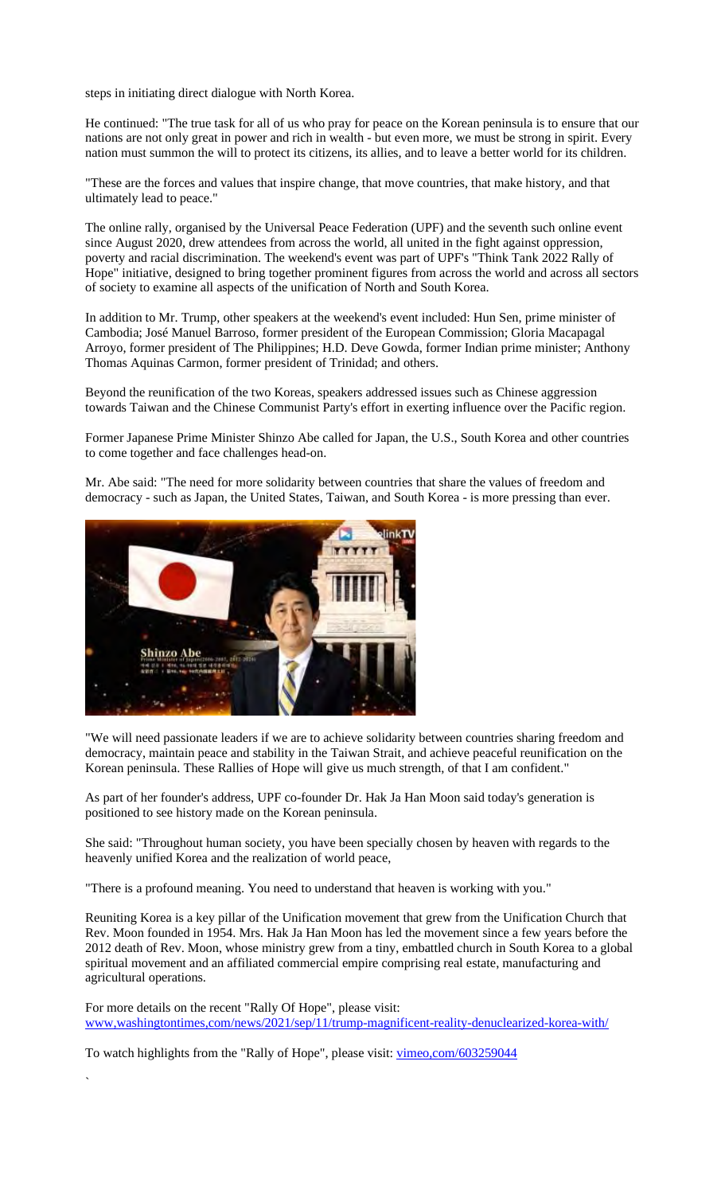steps in initiating direct dialogue with North Korea.

He continued: "The true task for all of us who pray for peace on the Korean peninsula is to ensure that our nations are not only great in power and rich in wealth - but even more, we must be strong in spirit. Every nation must summon the will to protect its citizens, its allies, and to leave a better world for its children.

"These are the forces and values that inspire change, that move countries, that make history, and that ultimately lead to peace."

The online rally, organised by the Universal Peace Federation (UPF) and the seventh such online event since August 2020, drew attendees from across the world, all united in the fight against oppression, poverty and racial discrimination. The weekend's event was part of UPF's "Think Tank 2022 Rally of Hope" initiative, designed to bring together prominent figures from across the world and across all sectors of society to examine all aspects of the unification of North and South Korea.

In addition to Mr. Trump, other speakers at the weekend's event included: Hun Sen, prime minister of Cambodia; José Manuel Barroso, former president of the European Commission; Gloria Macapagal Arroyo, former president of The Philippines; H.D. Deve Gowda, former Indian prime minister; Anthony Thomas Aquinas Carmon, former president of Trinidad; and others.

Beyond the reunification of the two Koreas, speakers addressed issues such as Chinese aggression towards Taiwan and the Chinese Communist Party's effort in exerting influence over the Pacific region.

Former Japanese Prime Minister Shinzo Abe called for Japan, the U.S., South Korea and other countries to come together and face challenges head-on.

Mr. Abe said: "The need for more solidarity between countries that share the values of freedom and democracy - such as Japan, the United States, Taiwan, and South Korea - is more pressing than ever.

"We will need passionate leaders if we are to achieve solidarity between countries sharing freedom and democracy, maintain peace and stability in the Taiwan Strait, and achieve peaceful reunification on the Korean peninsula. These Rallies of Hope will give us much strength, of that I am confident."

As part of her founder's address, UPF co-founder Dr. Hak Ja Han Moon said today's generation is positioned to see history made on the Korean peninsula.

She said: "Throughout human society, you have been specially chosen by heaven with regards to the heavenly unified Korea and the realization of world peace,

"There is a profound meaning. You need to understand that heaven is working with you."

Reuniting Korea is a key pillar of the Unification movement that grew from the Unification Church that Rev. Moon founded in 1954. Mrs. Hak Ja Han Moon has led the movement since a few years before the 2012 death of Rev. Moon, whose ministry grew from a tiny, embattled church in South Korea to a global spiritual movement and an affiliated commercial empire comprising real estate, manufacturing and agricultural operations.

For more details on the recent "Rally Of Hope", please visit: www,washingtontimes,com/news/2021/sep/11/trump-magnificent-reality-denuclearized-korea-with/

To watch highlights from the "Rally of Hope", please visit: vimeo,com/603259044

`